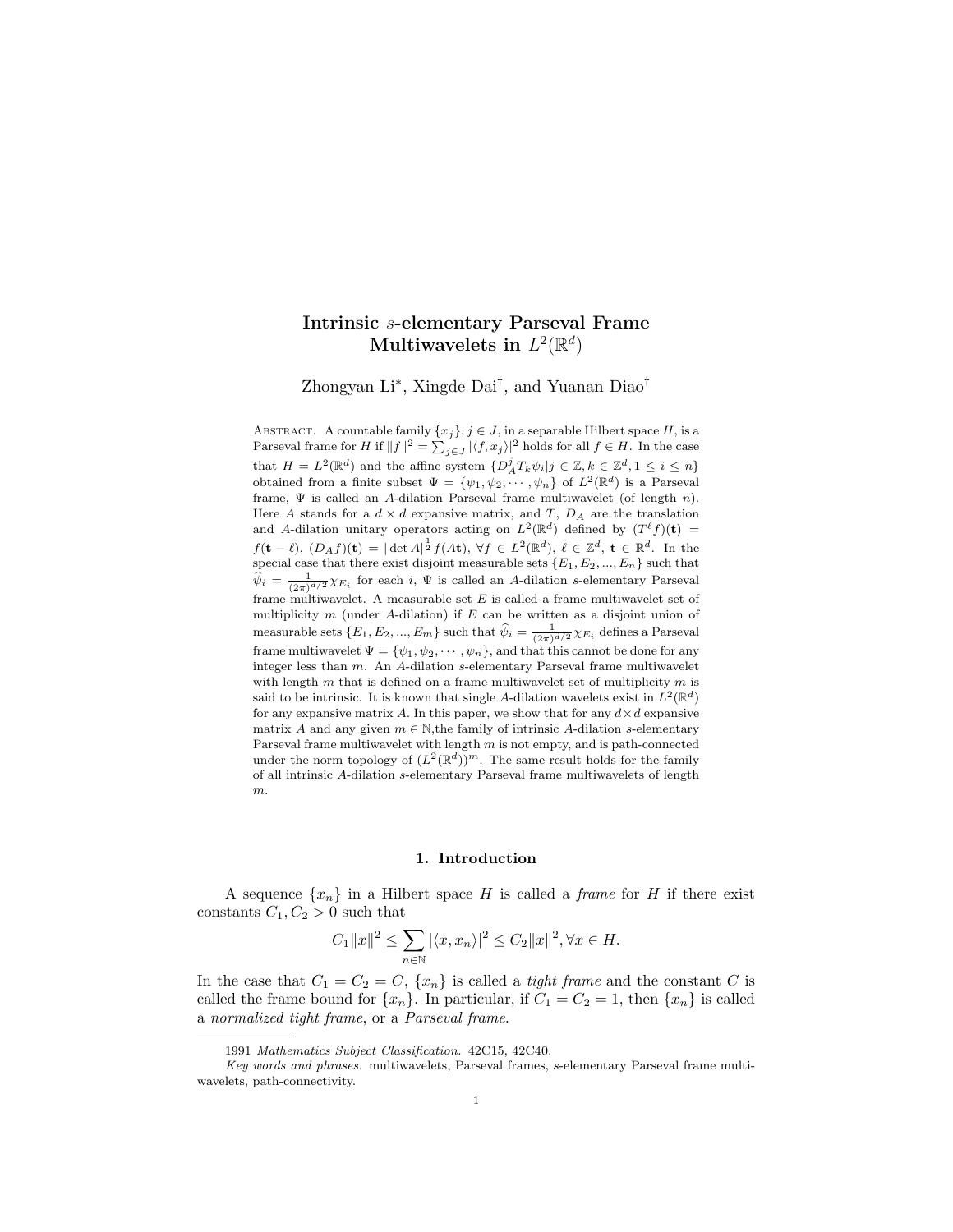# Intrinsic $s$-elementary Parseval Frame Multiwavelets in $L^2(\mathbb{R}^d)$

Zhongyan Li*, Xingde Dai†, and Yuanan Diao†

ABSTRACT. A countable family $\{x_j\}$, $j \in J$, in a separable Hilbert space $H$, is a Parseval frame for $H$ if $\|f\|^2 = \sum_{j\in J} |\langle f, x_j\rangle|^2$ holds for all $f \in H$. In the case that $H = L^2(\mathbb{R}^d)$ and the affine system $\{D_A^j T_k \psi_i | j \in \mathbb{Z}, k \in \mathbb{Z}^d, 1 \leq i \leq n\}$ obtained from a finite subset $\Psi = \{\psi_1, \psi_2, \cdots, \psi_n\}$ of $L^2(\mathbb{R}^d)$ is a Parseval frame, $\Psi$ is called an $A$-dilation Parseval frame multiwavelet (of length $n$). Here $A$ stands for a $d \times d$ expansive matrix, and $T$, $D_A$ are the translation and $A$-dilation unitary operators acting on $L^2(\mathbb{R}^d)$ defined by $(T^\ell f)(\mathbf{t}) = f(\mathbf{t} - \ell)$, $(D_A f)(\mathbf{t}) = |\det A|^{\frac{1}{2}} f(A\mathbf{t})$, $\forall f \in L^2(\mathbb{R}^d)$, $\ell \in \mathbb{Z}^d$, $\mathbf{t} \in \mathbb{R}^d$. In the special case that there exist disjoint measurable sets $\{E_1, E_2, ..., E_n\}$ such that $\widehat{\psi}_i = \frac{1}{(2\pi)^{d/2}} \chi_{E_i}$ for each $i$, $\Psi$ is called an $A$-dilation $s$-elementary Parseval frame multiwavelet. A measurable set $E$ is called a frame multiwavelet set of multiplicity $m$ (under $A$-dilation) if $E$ can be written as a disjoint union of measurable sets $\{E_1, E_2, ..., E_m\}$ such that $\widehat{\psi}_i = \frac{1}{(2\pi)^{d/2}} \chi_{E_i}$ defines a Parseval frame multiwavelet $\Psi = \{\psi_1, \psi_2, \cdots, \psi_n\}$, and that this cannot be done for any integer less than $m$. An $A$-dilation $s$-elementary Parseval frame multiwavelet with length $m$ that is defined on a frame multiwavelet set of multiplicity $m$ is said to be intrinsic. It is known that single $A$-dilation wavelets exist in $L^2(\mathbb{R}^d)$ for any expansive matrix $A$. In this paper, we show that for any $d \times d$ expansive matrix $A$ and any given $m \in \mathbb{N}$, the family of intrinsic $A$-dilation $s$-elementary Parseval frame multiwavelet with length $m$ is not empty, and is path-connected under the norm topology of $(L^2(\mathbb{R}^d))^m$. The same result holds for the family of all intrinsic $A$-dilation $s$-elementary Parseval frame multiwavelets of length $m$.

## 1. Introduction

A sequence $\{x_n\}$ in a Hilbert space $H$ is called a *frame* for $H$ if there exist constants $C_1, C_2 > 0$ such that

$$C_1\|x\|^2 \leq \sum_{n\in\mathbb{N}} |\langle x, x_n\rangle|^2 \leq C_2\|x\|^2, \forall x \in H.$$

In the case that $C_1 = C_2 = C$, $\{x_n\}$ is called a *tight frame* and the constant $C$ is called the frame bound for $\{x_n\}$. In particular, if $C_1 = C_2 = 1$, then $\{x_n\}$ is called a *normalized tight frame*, or a *Parseval frame*.

---

1991 *Mathematics Subject Classification.* 42C15, 42C40.

*Key words and phrases.* multiwavelets, Parseval frames, $s$-elementary Parseval frame multiwavelets, path-connectivity.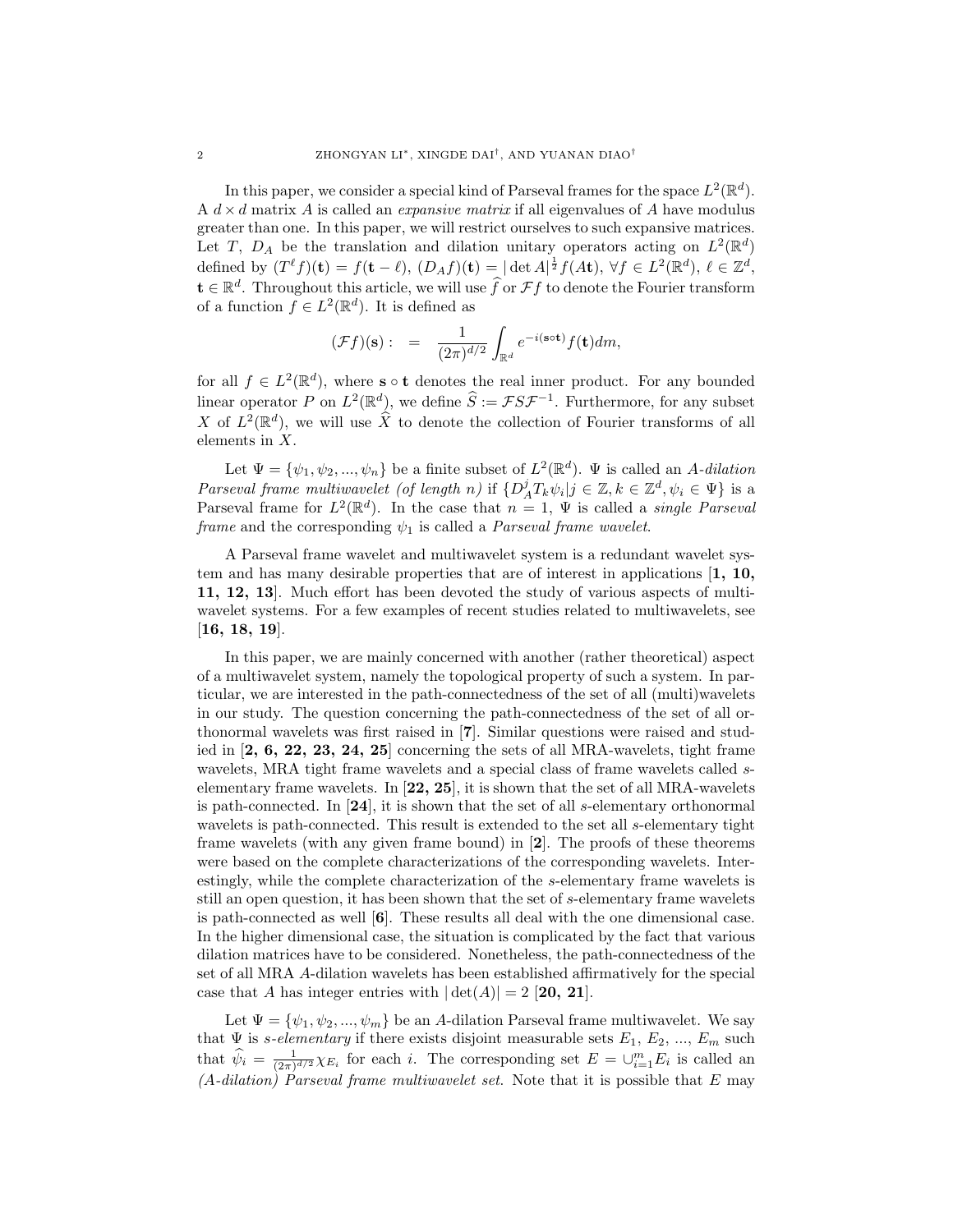In this paper, we consider a special kind of Parseval frames for the space $L^2(\mathbb{R}^d)$. A $d \times d$ matrix $A$ is called an *expansive matrix* if all eigenvalues of $A$ have modulus greater than one. In this paper, we will restrict ourselves to such expansive matrices. Let $T$, $D_A$ be the translation and dilation unitary operators acting on $L^2(\mathbb{R}^d)$ defined by $(T^\ell f)(\mathbf{t}) = f(\mathbf{t} - \ell)$, $(D_A f)(\mathbf{t}) = |\det A|^{\frac{1}{2}} f(A\mathbf{t})$, $\forall f \in L^2(\mathbb{R}^d)$, $\ell \in \mathbb{Z}^d$, $\mathbf{t} \in \mathbb{R}^d$. Throughout this article, we will use $\widehat{f}$ or $\mathcal{F}f$ to denote the Fourier transform of a function $f \in L^2(\mathbb{R}^d)$. It is defined as

$$(\mathcal{F}f)(\mathbf{s}) : \;=\; \frac{1}{(2\pi)^{d/2}} \int_{\mathbb{R}^d} e^{-i(\mathbf{s} \circ \mathbf{t})} f(\mathbf{t}) dm,$$

for all $f \in L^2(\mathbb{R}^d)$, where $\mathbf{s} \circ \mathbf{t}$ denotes the real inner product. For any bounded linear operator $P$ on $L^2(\mathbb{R}^d)$, we define $\widehat{S} := \mathcal{F} S \mathcal{F}^{-1}$. Furthermore, for any subset $X$ of $L^2(\mathbb{R}^d)$, we will use $\widehat{X}$ to denote the collection of Fourier transforms of all elements in $X$.

Let $\Psi = \{\psi_1, \psi_2, ..., \psi_n\}$ be a finite subset of $L^2(\mathbb{R}^d)$. $\Psi$ is called an *A-dilation Parseval frame multiwavelet (of length n)* if $\{D_A^j T_k \psi_i | j \in \mathbb{Z}, k \in \mathbb{Z}^d, \psi_i \in \Psi\}$ is a Parseval frame for $L^2(\mathbb{R}^d)$. In the case that $n = 1$, $\Psi$ is called a *single Parseval frame* and the corresponding $\psi_1$ is called a *Parseval frame wavelet*.

A Parseval frame wavelet and multiwavelet system is a redundant wavelet system and has many desirable properties that are of interest in applications [**1, 10, 11, 12, 13**]. Much effort has been devoted the study of various aspects of multiwavelet systems. For a few examples of recent studies related to multiwavelets, see [**16, 18, 19**].

In this paper, we are mainly concerned with another (rather theoretical) aspect of a multiwavelet system, namely the topological property of such a system. In particular, we are interested in the path-connectedness of the set of all (multi)wavelets in our study. The question concerning the path-connectedness of the set of all orthonormal wavelets was first raised in [**7**]. Similar questions were raised and studied in [**2, 6, 22, 23, 24, 25**] concerning the sets of all MRA-wavelets, tight frame wavelets, MRA tight frame wavelets and a special class of frame wavelets called $s$-elementary frame wavelets. In [**22, 25**], it is shown that the set of all MRA-wavelets is path-connected. In [**24**], it is shown that the set of all $s$-elementary orthonormal wavelets is path-connected. This result is extended to the set all $s$-elementary tight frame wavelets (with any given frame bound) in [**2**]. The proofs of these theorems were based on the complete characterizations of the corresponding wavelets. Interestingly, while the complete characterization of the $s$-elementary frame wavelets is still an open question, it has been shown that the set of $s$-elementary frame wavelets is path-connected as well [**6**]. These results all deal with the one dimensional case. In the higher dimensional case, the situation is complicated by the fact that various dilation matrices have to be considered. Nonetheless, the path-connectedness of the set of all MRA $A$-dilation wavelets has been established affirmatively for the special case that $A$ has integer entries with $|\det(A)| = 2$ [**20, 21**].

Let $\Psi = \{\psi_1, \psi_2, ..., \psi_m\}$ be an $A$-dilation Parseval frame multiwavelet. We say that $\Psi$ is *s-elementary* if there exists disjoint measurable sets $E_1$, $E_2$, ..., $E_m$ such that $\widehat{\psi}_i = \frac{1}{(2\pi)^{d/2}} \chi_{E_i}$ for each $i$. The corresponding set $E = \cup_{i=1}^m E_i$ is called an *(A-dilation) Parseval frame multiwavelet set*. Note that it is possible that $E$ may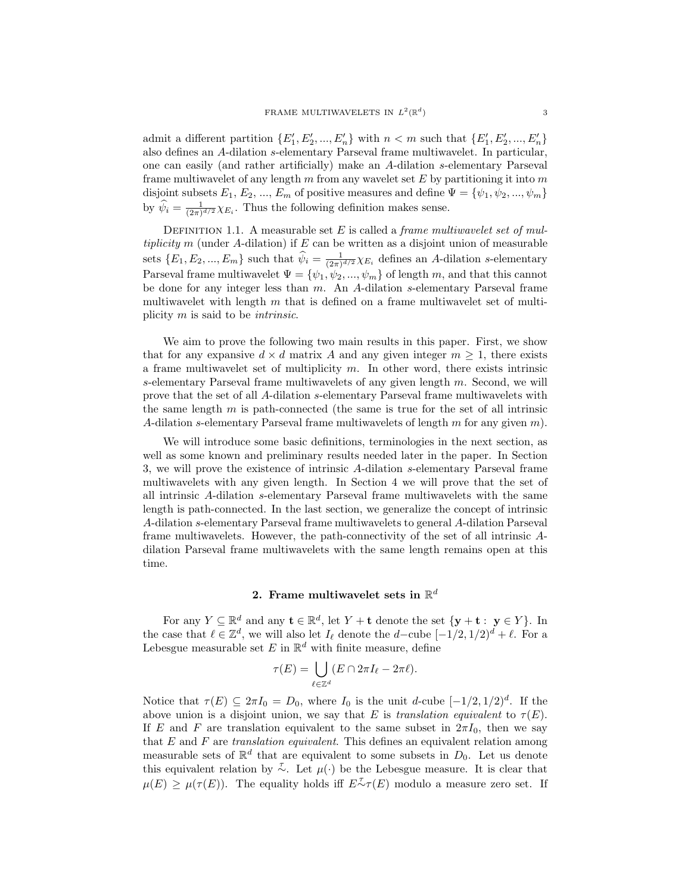admit a different partition $\{E_1', E_2', ..., E_n'\}$ with $n < m$ such that $\{E_1', E_2', ..., E_n'\}$ also defines an $A$-dilation $s$-elementary Parseval frame multiwavelet. In particular, one can easily (and rather artificially) make an $A$-dilation $s$-elementary Parseval frame multiwavelet of any length $m$ from any wavelet set $E$ by partitioning it into $m$ disjoint subsets $E_1$, $E_2$, ..., $E_m$ of positive measures and define $\Psi = \{\psi_1, \psi_2, ..., \psi_m\}$ by $\widehat{\psi}_i = \frac{1}{(2\pi)^{d/2}}\chi_{E_i}$. Thus the following definition makes sense.

Definition 1.1. A measurable set $E$ is called a *frame multiwavelet set of multiplicity* $m$ (under $A$-dilation) if $E$ can be written as a disjoint union of measurable sets $\{E_1, E_2, ..., E_m\}$ such that $\widehat{\psi}_i = \frac{1}{(2\pi)^{d/2}}\chi_{E_i}$ defines an $A$-dilation $s$-elementary Parseval frame multiwavelet $\Psi = \{\psi_1, \psi_2, ..., \psi_m\}$ of length $m$, and that this cannot be done for any integer less than $m$. An $A$-dilation $s$-elementary Parseval frame multiwavelet with length $m$ that is defined on a frame multiwavelet set of multiplicity $m$ is said to be *intrinsic*.

We aim to prove the following two main results in this paper. First, we show that for any expansive $d \times d$ matrix $A$ and any given integer $m \geq 1$, there exists a frame multiwavelet set of multiplicity $m$. In other word, there exists intrinsic $s$-elementary Parseval frame multiwavelets of any given length $m$. Second, we will prove that the set of all $A$-dilation $s$-elementary Parseval frame multiwavelets with the same length $m$ is path-connected (the same is true for the set of all intrinsic $A$-dilation $s$-elementary Parseval frame multiwavelets of length $m$ for any given $m$).

We will introduce some basic definitions, terminologies in the next section, as well as some known and preliminary results needed later in the paper. In Section 3, we will prove the existence of intrinsic $A$-dilation $s$-elementary Parseval frame multiwavelets with any given length. In Section 4 we will prove that the set of all intrinsic $A$-dilation $s$-elementary Parseval frame multiwavelets with the same length is path-connected. In the last section, we generalize the concept of intrinsic $A$-dilation $s$-elementary Parseval frame multiwavelets to general $A$-dilation Parseval frame multiwavelets. However, the path-connectivity of the set of all intrinsic $A$-dilation Parseval frame multiwavelets with the same length remains open at this time.

## 2. Frame multiwavelet sets in $\mathbb{R}^d$

For any $Y \subseteq \mathbb{R}^d$ and any $\mathbf{t} \in \mathbb{R}^d$, let $Y + \mathbf{t}$ denote the set $\{\mathbf{y} + \mathbf{t} : \mathbf{y} \in Y\}$. In the case that $\ell \in \mathbb{Z}^d$, we will also let $I_\ell$ denote the $d-$cube $[-1/2, 1/2)^d + \ell$. For a Lebesgue measurable set $E$ in $\mathbb{R}^d$ with finite measure, define

$$\tau(E) = \bigcup_{\ell \in \mathbb{Z}^d} (E \cap 2\pi I_\ell - 2\pi\ell).$$

Notice that $\tau(E) \subseteq 2\pi I_0 = D_0$, where $I_0$ is the unit $d$-cube $[-1/2, 1/2)^d$. If the above union is a disjoint union, we say that $E$ is *translation equivalent* to $\tau(E)$. If $E$ and $F$ are translation equivalent to the same subset in $2\pi I_0$, then we say that $E$ and $F$ are *translation equivalent*. This defines an equivalent relation among measurable sets of $\mathbb{R}^d$ that are equivalent to some subsets in $D_0$. Let us denote this equivalent relation by $\stackrel{\tau}{\sim}$. Let $\mu(\cdot)$ be the Lebesgue measure. It is clear that $\mu(E) \geq \mu(\tau(E))$. The equality holds iff $E \stackrel{\tau}{\sim} \tau(E)$ modulo a measure zero set. If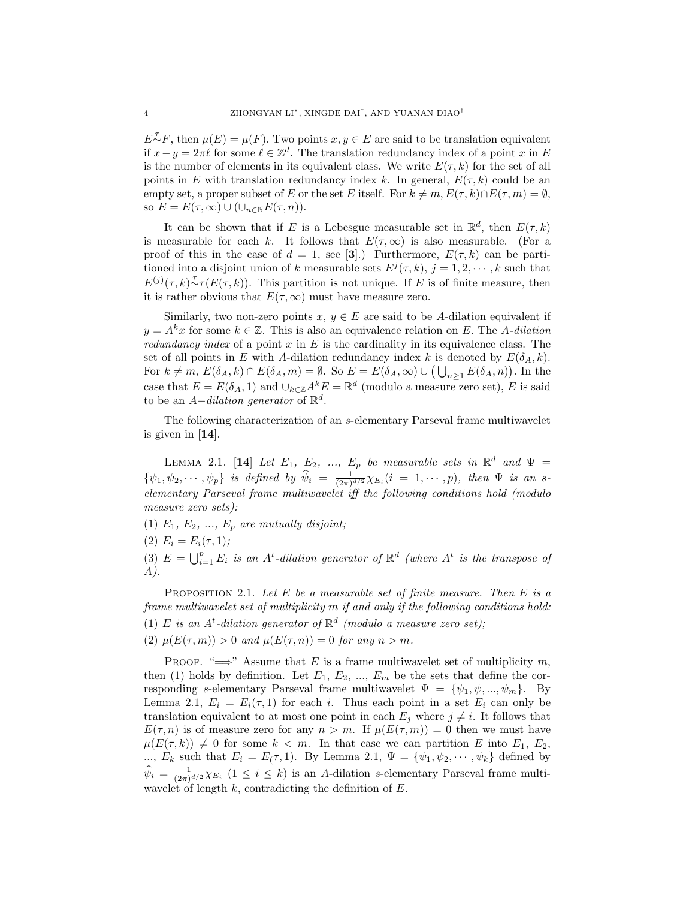$E \overset{\tau}{\sim} F$, then $\mu(E) = \mu(F)$. Two points $x, y \in E$ are said to be translation equivalent if $x - y = 2\pi\ell$ for some $\ell \in \mathbb{Z}^d$. The translation redundancy index of a point $x$ in $E$ is the number of elements in its equivalent class. We write $E(\tau, k)$ for the set of all points in $E$ with translation redundancy index $k$. In general, $E(\tau, k)$ could be an empty set, a proper subset of $E$ or the set $E$ itself. For $k \neq m$, $E(\tau, k) \cap E(\tau, m) = \emptyset$, so $E = E(\tau, \infty) \cup (\cup_{n \in \mathbb{N}} E(\tau, n))$.

It can be shown that if $E$ is a Lebesgue measurable set in $\mathbb{R}^d$, then $E(\tau, k)$ is measurable for each $k$. It follows that $E(\tau, \infty)$ is also measurable. (For a proof of this in the case of $d = 1$, see [**3**].) Furthermore, $E(\tau, k)$ can be partitioned into a disjoint union of $k$ measurable sets $E^j(\tau, k)$, $j = 1, 2, \cdots, k$ such that $E^{(j)}(\tau, k) \overset{\tau}{\sim} \tau(E(\tau, k))$. This partition is not unique. If $E$ is of finite measure, then it is rather obvious that $E(\tau, \infty)$ must have measure zero.

Similarly, two non-zero points $x$, $y \in E$ are said to be $A$-dilation equivalent if $y = A^k x$ for some $k \in \mathbb{Z}$. This is also an equivalence relation on $E$. The *$A$-dilation redundancy index* of a point $x$ in $E$ is the cardinality in its equivalence class. The set of all points in $E$ with $A$-dilation redundancy index $k$ is denoted by $E(\delta_A, k)$. For $k \neq m$, $E(\delta_A, k) \cap E(\delta_A, m) = \emptyset$. So $E = E(\delta_A, \infty) \cup \left(\bigcup_{n \geq 1} E(\delta_A, n)\right)$. In the case that $E = E(\delta_A, 1)$ and $\cup_{k \in \mathbb{Z}} A^k E = \mathbb{R}^d$ (modulo a measure zero set), $E$ is said to be an *$A-$dilation generator* of $\mathbb{R}^d$.

The following characterization of an $s$-elementary Parseval frame multiwavelet is given in [**14**].

LEMMA 2.1. [**14**] *Let $E_1$, $E_2$, ..., $E_p$ be measurable sets in $\mathbb{R}^d$ and $\Psi = \{\psi_1, \psi_2, \cdots, \psi_p\}$ is defined by $\widehat{\psi}_i = \frac{1}{(2\pi)^{d/2}} \chi_{E_i} (i = 1, \cdots, p)$, then $\Psi$ is an $s$-elementary Parseval frame multiwavelet iff the following conditions hold (modulo measure zero sets):*

*(1) $E_1$, $E_2$, ..., $E_p$ are mutually disjoint;*

*(2) $E_i = E_i(\tau, 1)$;*

*(3) $E = \bigcup_{i=1}^{p} E_i$ is an $A^t$-dilation generator of $\mathbb{R}^d$ (where $A^t$ is the transpose of $A$).*

PROPOSITION 2.1. *Let $E$ be a measurable set of finite measure. Then $E$ is a frame multiwavelet set of multiplicity $m$ if and only if the following conditions hold:*

*(1) $E$ is an $A^t$-dilation generator of $\mathbb{R}^d$ (modulo a measure zero set);*

*(2) $\mu(E(\tau, m)) > 0$ and $\mu(E(\tau, n)) = 0$ for any $n > m$.*

PROOF. "$\Longrightarrow$" Assume that $E$ is a frame multiwavelet set of multiplicity $m$, then (1) holds by definition. Let $E_1$, $E_2$, ..., $E_m$ be the sets that define the corresponding $s$-elementary Parseval frame multiwavelet $\Psi = \{\psi_1, \psi, ..., \psi_m\}$. By Lemma 2.1, $E_i = E_i(\tau, 1)$ for each $i$. Thus each point in a set $E_i$ can only be translation equivalent to at most one point in each $E_j$ where $j \neq i$. It follows that $E(\tau, n)$ is of measure zero for any $n > m$. If $\mu(E(\tau, m)) = 0$ then we must have $\mu(E(\tau, k)) \neq 0$ for some $k < m$. In that case we can partition $E$ into $E_1$, $E_2$, ..., $E_k$ such that $E_i = E_(\tau, 1)$. By Lemma 2.1, $\Psi = \{\psi_1, \psi_2, \cdots, \psi_k\}$ defined by $\widehat{\psi}_i = \frac{1}{(2\pi)^{d/2}} \chi_{E_i}$ $(1 \leq i \leq k)$ is an $A$-dilation $s$-elementary Parseval frame multiwavelet of length $k$, contradicting the definition of $E$.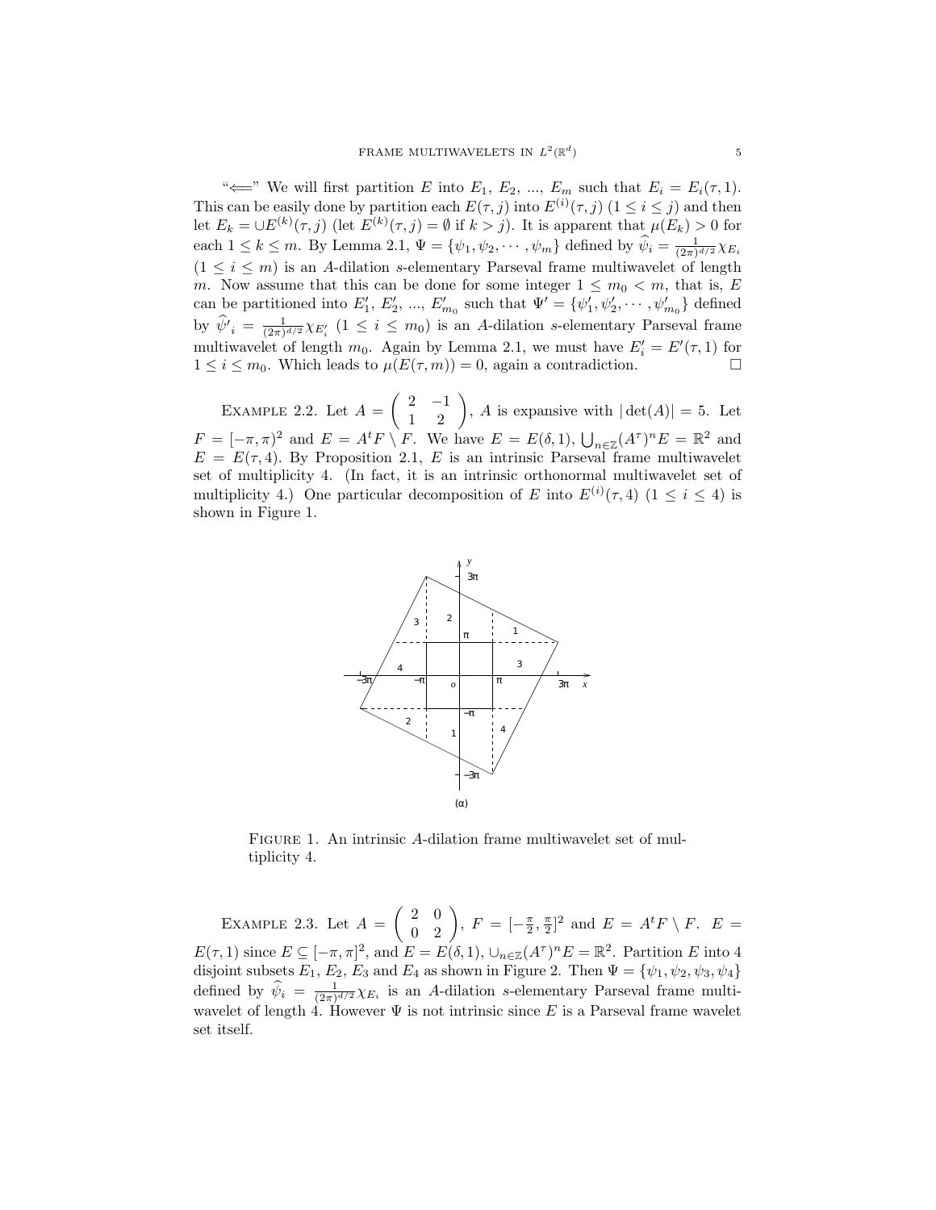"$\Longleftarrow$" We will first partition $E$ into $E_1$, $E_2$, ..., $E_m$ such that $E_i = E_i(\tau, 1)$. This can be easily done by partition each $E(\tau, j)$ into $E^{(i)}(\tau, j)$ $(1 \leq i \leq j)$ and then let $E_k = \cup E^{(k)}(\tau, j)$ (let $E^{(k)}(\tau, j) = \emptyset$ if $k > j$). It is apparent that $\mu(E_k) > 0$ for each $1 \leq k \leq m$. By Lemma 2.1, $\Psi = \{\psi_1, \psi_2, \cdots, \psi_m\}$ defined by $\widehat{\psi}_i = \frac{1}{(2\pi)^{d/2}} \chi_{E_i}$ $(1 \leq i \leq m)$ is an $A$-dilation $s$-elementary Parseval frame multiwavelet of length $m$. Now assume that this can be done for some integer $1 \leq m_0 < m$, that is, $E$ can be partitioned into $E'_1$, $E'_2$, ..., $E'_{m_0}$ such that $\Psi' = \{\psi'_1, \psi'_2, \cdots, \psi'_{m_0}\}$ defined by $\widehat{\psi'}_i = \frac{1}{(2\pi)^{d/2}} \chi_{E'_i}$ $(1 \leq i \leq m_0)$ is an $A$-dilation $s$-elementary Parseval frame multiwavelet of length $m_0$. Again by Lemma 2.1, we must have $E'_i = E'(\tau, 1)$ for $1 \leq i \leq m_0$. Which leads to $\mu(E(\tau, m)) = 0$, again a contradiction. $\square$

Example 2.2. Let $A = \begin{pmatrix} 2 & -1 \\ 1 & 2 \end{pmatrix}$, $A$ is expansive with $|\det(A)| = 5$. Let $F = [-\pi, \pi)^2$ and $E = A^t F \setminus F$. We have $E = E(\delta, 1)$, $\bigcup_{n \in \mathbb{Z}} (A^\tau)^n E = \mathbb{R}^2$ and $E = E(\tau, 4)$. By Proposition 2.1, $E$ is an intrinsic Parseval frame multiwavelet set of multiplicity 4. (In fact, it is an intrinsic orthonormal multiwavelet set of multiplicity 4.) One particular decomposition of $E$ into $E^{(i)}(\tau, 4)$ $(1 \leq i \leq 4)$ is shown in Figure 1.

Figure 1. An intrinsic $A$-dilation frame multiwavelet set of multiplicity 4.

Example 2.3. Let $A = \begin{pmatrix} 2 & 0 \\ 0 & 2 \end{pmatrix}$, $F = [-\frac{\pi}{2}, \frac{\pi}{2}]^2$ and $E = A^t F \setminus F$. $E = E(\tau, 1)$ since $E \subseteq [-\pi, \pi]^2$, and $E = E(\delta, 1)$, $\cup_{n \in \mathbb{Z}} (A^\tau)^n E = \mathbb{R}^2$. Partition $E$ into 4 disjoint subsets $E_1$, $E_2$, $E_3$ and $E_4$ as shown in Figure 2. Then $\Psi = \{\psi_1, \psi_2, \psi_3, \psi_4\}$ defined by $\widehat{\psi}_i = \frac{1}{(2\pi)^{d/2}} \chi_{E_i}$ is an $A$-dilation $s$-elementary Parseval frame multiwavelet of length 4. However $\Psi$ is not intrinsic since $E$ is a Parseval frame wavelet set itself.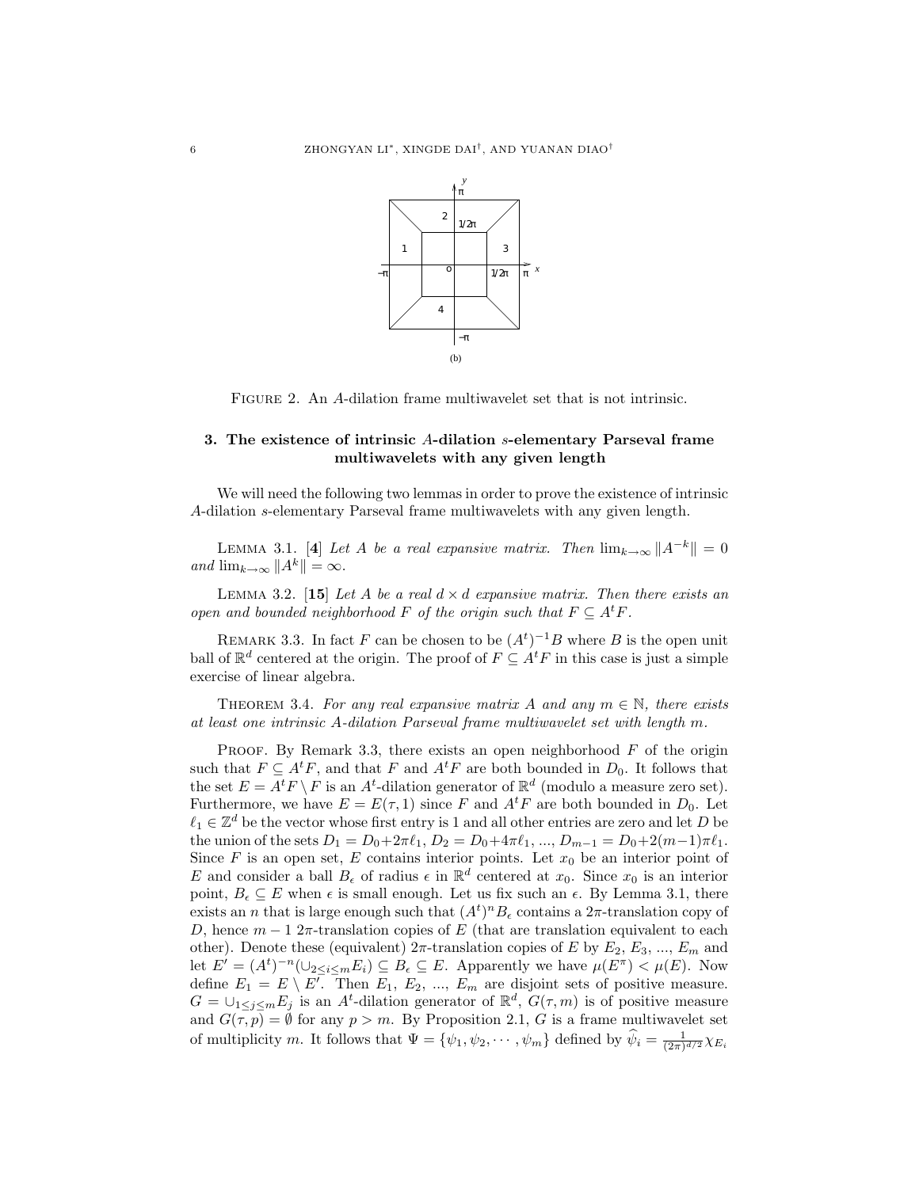FIGURE 2. An $A$-dilation frame multiwavelet set that is not intrinsic.

### 3. The existence of intrinsic $A$-dilation $s$-elementary Parseval frame multiwavelets with any given length

We will need the following two lemmas in order to prove the existence of intrinsic $A$-dilation $s$-elementary Parseval frame multiwavelets with any given length.

LEMMA 3.1. [4] *Let $A$ be a real expansive matrix. Then $\lim_{k\to\infty}\|A^{-k}\| = 0$ and $\lim_{k\to\infty}\|A^k\| = \infty$.*

LEMMA 3.2. [15] *Let $A$ be a real $d\times d$ expansive matrix. Then there exists an open and bounded neighborhood $F$ of the origin such that $F \subseteq A^tF$.*

REMARK 3.3. In fact $F$ can be chosen to be $(A^t)^{-1}B$ where $B$ is the open unit ball of $\mathbb{R}^d$ centered at the origin. The proof of $F \subseteq A^tF$ in this case is just a simple exercise of linear algebra.

THEOREM 3.4. *For any real expansive matrix $A$ and any $m \in \mathbb{N}$, there exists at least one intrinsic $A$-dilation Parseval frame multiwavelet set with length $m$.*

PROOF. By Remark 3.3, there exists an open neighborhood $F$ of the origin such that $F \subseteq A^tF$, and that $F$ and $A^tF$ are both bounded in $D_0$. It follows that the set $E = A^tF \setminus F$ is an $A^t$-dilation generator of $\mathbb{R}^d$ (modulo a measure zero set). Furthermore, we have $E = E(\tau, 1)$ since $F$ and $A^tF$ are both bounded in $D_0$. Let $\ell_1 \in \mathbb{Z}^d$ be the vector whose first entry is 1 and all other entries are zero and let $D$ be the union of the sets $D_1 = D_0+2\pi\ell_1$, $D_2 = D_0+4\pi\ell_1$, ..., $D_{m-1} = D_0+2(m-1)\pi\ell_1$. Since $F$ is an open set, $E$ contains interior points. Let $x_0$ be an interior point of $E$ and consider a ball $B_\epsilon$ of radius $\epsilon$ in $\mathbb{R}^d$ centered at $x_0$. Since $x_0$ is an interior point, $B_\epsilon \subseteq E$ when $\epsilon$ is small enough. Let us fix such an $\epsilon$. By Lemma 3.1, there exists an $n$ that is large enough such that $(A^t)^nB_\epsilon$ contains a $2\pi$-translation copy of $D$, hence $m-1$ $2\pi$-translation copies of $E$ (that are translation equivalent to each other). Denote these (equivalent) $2\pi$-translation copies of $E$ by $E_2$, $E_3$, ..., $E_m$ and let $E' = (A^t)^{-n}(\cup_{2\le i\le m}E_i) \subseteq B_\epsilon \subseteq E$. Apparently we have $\mu(E^\pi) < \mu(E)$. Now define $E_1 = E \setminus E'$. Then $E_1$, $E_2$, ..., $E_m$ are disjoint sets of positive measure. $G = \cup_{1\le j\le m}E_j$ is an $A^t$-dilation generator of $\mathbb{R}^d$, $G(\tau, m)$ is of positive measure and $G(\tau, p) = \emptyset$ for any $p > m$. By Proposition 2.1, $G$ is a frame multiwavelet set of multiplicity $m$. It follows that $\Psi = \{\psi_1, \psi_2, \cdots, \psi_m\}$ defined by $\widehat{\psi}_i = \frac{1}{(2\pi)^{d/2}}\chi_{E_i}$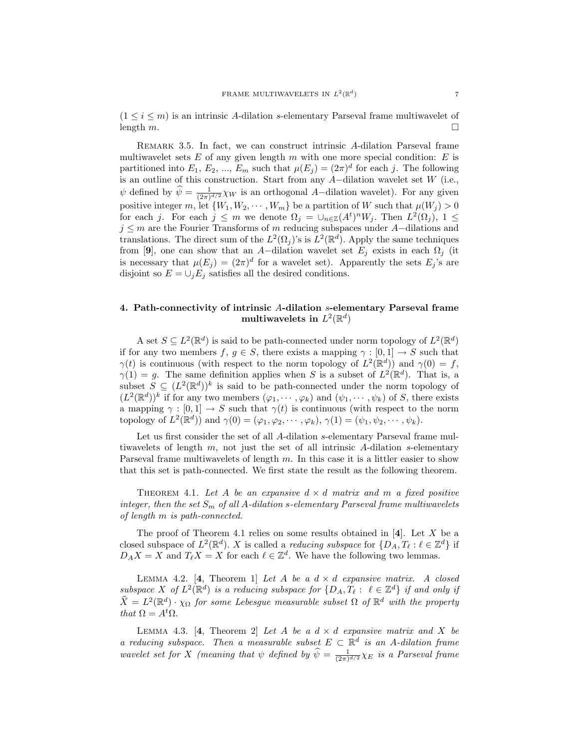$(1 \leq i \leq m)$ is an intrinsic $A$-dilation $s$-elementary Parseval frame multiwavelet of length $m$. $\square$

Remark 3.5. In fact, we can construct intrinsic $A$-dilation Parseval frame multiwavelet sets $E$ of any given length $m$ with one more special condition: $E$ is partitioned into $E_1$, $E_2$, ..., $E_m$ such that $\mu(E_j) = (2\pi)^d$ for each $j$. The following is an outline of this construction. Start from any $A-$dilation wavelet set $W$ (i.e., $\psi$ defined by $\widehat{\psi} = \frac{1}{(2\pi)^{d/2}}\chi_W$ is an orthogonal $A-$dilation wavelet). For any given positive integer $m$, let $\{W_1, W_2, \cdots, W_m\}$ be a partition of $W$ such that $\mu(W_j) > 0$ for each $j$. For each $j \leq m$ we denote $\Omega_j = \cup_{n\in\mathbb{Z}}(A^t)^n W_j$. Then $L^2(\Omega_j)$, $1 \leq j \leq m$ are the Fourier Transforms of $m$ reducing subspaces under $A-$dilations and translations. The direct sum of the $L^2(\Omega_j)$'s is $L^2(\mathbb{R}^d)$. Apply the same techniques from [**9**], one can show that an $A-$dilation wavelet set $E_j$ exists in each $\Omega_j$ (it is necessary that $\mu(E_j) = (2\pi)^d$ for a wavelet set). Apparently the sets $E_j$'s are disjoint so $E = \cup_j E_j$ satisfies all the desired conditions.

## 4. Path-connectivity of intrinsic $A$-dilation $s$-elementary Parseval frame multiwavelets in $L^2(\mathbb{R}^d)$

A set $S \subseteq L^2(\mathbb{R}^d)$ is said to be path-connected under norm topology of $L^2(\mathbb{R}^d)$ if for any two members $f$, $g \in S$, there exists a mapping $\gamma : [0,1] \to S$ such that $\gamma(t)$ is continuous (with respect to the norm topology of $L^2(\mathbb{R}^d)$) and $\gamma(0) = f$, $\gamma(1) = g$. The same definition applies when $S$ is a subset of $L^2(\mathbb{R}^d)$. That is, a subset $S \subseteq (L^2(\mathbb{R}^d))^k$ is said to be path-connected under the norm topology of $(L^2(\mathbb{R}^d))^k$ if for any two members $(\varphi_1, \cdots, \varphi_k)$ and $(\psi_1, \cdots, \psi_k)$ of $S$, there exists a mapping $\gamma : [0,1] \to S$ such that $\gamma(t)$ is continuous (with respect to the norm topology of $L^2(\mathbb{R}^d)$) and $\gamma(0) = (\varphi_1, \varphi_2, \cdots, \varphi_k)$, $\gamma(1) = (\psi_1, \psi_2, \cdots, \psi_k)$.

Let us first consider the set of all $A$-dilation $s$-elementary Parseval frame multiwavelets of length $m$, not just the set of all intrinsic $A$-dilation $s$-elementary Parseval frame multiwavelets of length $m$. In this case it is a littler easier to show that this set is path-connected. We first state the result as the following theorem.

Theorem 4.1. *Let $A$ be an expansive $d \times d$ matrix and $m$ a fixed positive integer, then the set $S_m$ of all $A$-dilation $s$-elementary Parseval frame multiwavelets of length $m$ is path-connected.*

The proof of Theorem 4.1 relies on some results obtained in [**4**]. Let $X$ be a closed subspace of $L^2(\mathbb{R}^d)$. $X$ is called a *reducing subspace* for $\{D_A, T_\ell : \ell \in \mathbb{Z}^d\}$ if $D_A X = X$ and $T_\ell X = X$ for each $\ell \in \mathbb{Z}^d$. We have the following two lemmas.

Lemma 4.2. [**4**, Theorem 1] *Let $A$ be a $d \times d$ expansive matrix. A closed subspace $X$ of $L^2(\mathbb{R}^d)$ is a reducing subspace for $\{D_A, T_\ell :\ \ell \in \mathbb{Z}^d\}$ if and only if $\widehat{X} = L^2(\mathbb{R}^d) \cdot \chi_\Omega$ for some Lebesgue measurable subset $\Omega$ of $\mathbb{R}^d$ with the property that $\Omega = A^t\Omega$.*

Lemma 4.3. [**4**, Theorem 2] *Let $A$ be a $d \times d$ expansive matrix and $X$ be a reducing subspace. Then a measurable subset $E \subset \mathbb{R}^d$ is an $A$-dilation frame wavelet set for $X$ (meaning that $\psi$ defined by $\widehat{\psi} = \frac{1}{(2\pi)^{d/2}}\chi_E$ is a Parseval frame*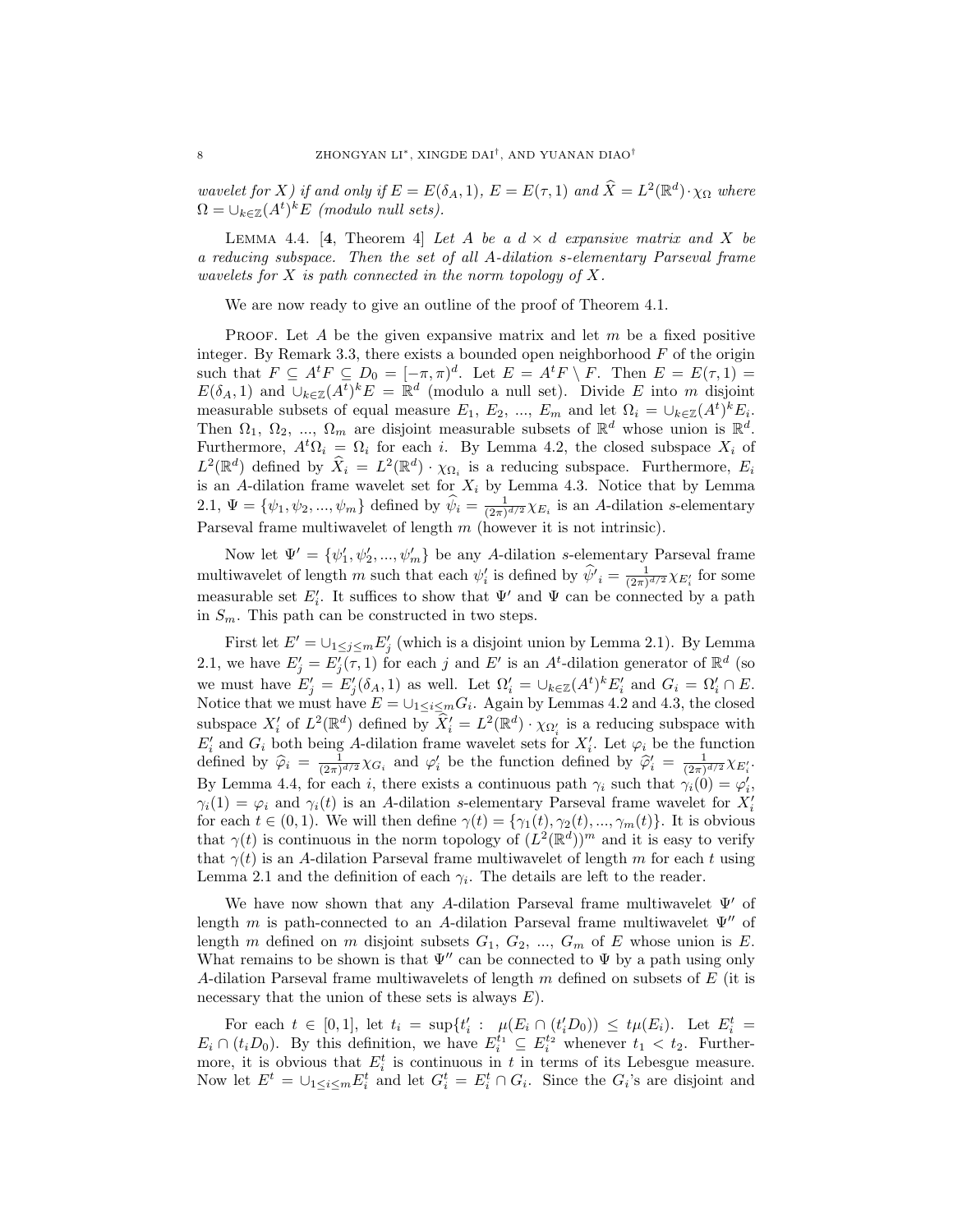*wavelet for X) if and only if $E = E(\delta_A, 1)$, $E = E(\tau, 1)$ and $\widehat{X} = L^2(\mathbb{R}^d) \cdot \chi_\Omega$ where $\Omega = \cup_{k\in\mathbb{Z}}(A^t)^k E$ (modulo null sets).*

Lemma 4.4. [**4**, Theorem 4] *Let $A$ be a $d \times d$ expansive matrix and $X$ be a reducing subspace. Then the set of all $A$-dilation $s$-elementary Parseval frame wavelets for $X$ is path connected in the norm topology of $X$.*

We are now ready to give an outline of the proof of Theorem 4.1.

Proof. Let $A$ be the given expansive matrix and let $m$ be a fixed positive integer. By Remark 3.3, there exists a bounded open neighborhood $F$ of the origin such that $F \subseteq A^t F \subseteq D_0 = [-\pi, \pi)^d$. Let $E = A^t F \setminus F$. Then $E = E(\tau, 1) = E(\delta_A, 1)$ and $\cup_{k\in\mathbb{Z}}(A^t)^k E = \mathbb{R}^d$ (modulo a null set). Divide $E$ into $m$ disjoint measurable subsets of equal measure $E_1$, $E_2$, ..., $E_m$ and let $\Omega_i = \cup_{k\in\mathbb{Z}}(A^t)^k E_i$. Then $\Omega_1$, $\Omega_2$, ..., $\Omega_m$ are disjoint measurable subsets of $\mathbb{R}^d$ whose union is $\mathbb{R}^d$. Furthermore, $A^t\Omega_i = \Omega_i$ for each $i$. By Lemma 4.2, the closed subspace $X_i$ of $L^2(\mathbb{R}^d)$ defined by $\widehat{X}_i = L^2(\mathbb{R}^d) \cdot \chi_{\Omega_i}$ is a reducing subspace. Furthermore, $E_i$ is an $A$-dilation frame wavelet set for $X_i$ by Lemma 4.3. Notice that by Lemma 2.1, $\Psi = \{\psi_1, \psi_2, ..., \psi_m\}$ defined by $\widehat{\psi}_i = \frac{1}{(2\pi)^{d/2}}\chi_{E_i}$ is an $A$-dilation $s$-elementary Parseval frame multiwavelet of length $m$ (however it is not intrinsic).

Now let $\Psi' = \{\psi'_1, \psi'_2, ..., \psi'_m\}$ be any $A$-dilation $s$-elementary Parseval frame multiwavelet of length $m$ such that each $\psi'_i$ is defined by $\widehat{\psi'}_i = \frac{1}{(2\pi)^{d/2}}\chi_{E'_i}$ for some measurable set $E'_i$. It suffices to show that $\Psi'$ and $\Psi$ can be connected by a path in $S_m$. This path can be constructed in two steps.

First let $E' = \cup_{1\le j\le m} E'_j$ (which is a disjoint union by Lemma 2.1). By Lemma 2.1, we have $E'_j = E'_j(\tau, 1)$ for each $j$ and $E'$ is an $A^t$-dilation generator of $\mathbb{R}^d$ (so we must have $E'_j = E'_j(\delta_A, 1)$ as well. Let $\Omega'_i = \cup_{k\in\mathbb{Z}}(A^t)^k E'_i$ and $G_i = \Omega'_i \cap E$. Notice that we must have $E = \cup_{1\le i\le m} G_i$. Again by Lemmas 4.2 and 4.3, the closed subspace $X'_i$ of $L^2(\mathbb{R}^d)$ defined by $\widehat{X}'_i = L^2(\mathbb{R}^d) \cdot \chi_{\Omega'_i}$ is a reducing subspace with $E'_i$ and $G_i$ both being $A$-dilation frame wavelet sets for $X'_i$. Let $\varphi_i$ be the function defined by $\widehat{\varphi}_i = \frac{1}{(2\pi)^{d/2}}\chi_{G_i}$ and $\varphi'_i$ be the function defined by $\widehat{\varphi}'_i = \frac{1}{(2\pi)^{d/2}}\chi_{E'_i}$. By Lemma 4.4, for each $i$, there exists a continuous path $\gamma_i$ such that $\gamma_i(0) = \varphi'_i$, $\gamma_i(1) = \varphi_i$ and $\gamma_i(t)$ is an $A$-dilation $s$-elementary Parseval frame wavelet for $X'_i$ for each $t \in (0, 1)$. We will then define $\gamma(t) = \{\gamma_1(t), \gamma_2(t), ..., \gamma_m(t)\}$. It is obvious that $\gamma(t)$ is continuous in the norm topology of $(L^2(\mathbb{R}^d))^m$ and it is easy to verify that $\gamma(t)$ is an $A$-dilation Parseval frame multiwavelet of length $m$ for each $t$ using Lemma 2.1 and the definition of each $\gamma_i$. The details are left to the reader.

We have now shown that any $A$-dilation Parseval frame multiwavelet $\Psi'$ of length $m$ is path-connected to an $A$-dilation Parseval frame multiwavelet $\Psi''$ of length $m$ defined on $m$ disjoint subsets $G_1$, $G_2$, ..., $G_m$ of $E$ whose union is $E$. What remains to be shown is that $\Psi''$ can be connected to $\Psi$ by a path using only $A$-dilation Parseval frame multiwavelets of length $m$ defined on subsets of $E$ (it is necessary that the union of these sets is always $E$).

For each $t \in [0, 1]$, let $t_i = \sup\{t'_i : \mu(E_i \cap (t'_i D_0)) \le t\mu(E_i)$. Let $E_i^t = E_i \cap (t_i D_0)$. By this definition, we have $E_i^{t_1} \subseteq E_i^{t_2}$ whenever $t_1 < t_2$. Furthermore, it is obvious that $E_i^t$ is continuous in $t$ in terms of its Lebesgue measure. Now let $E^t = \cup_{1\le i\le m} E_i^t$ and let $G_i^t = E_i^t \cap G_i$. Since the $G_i$'s are disjoint and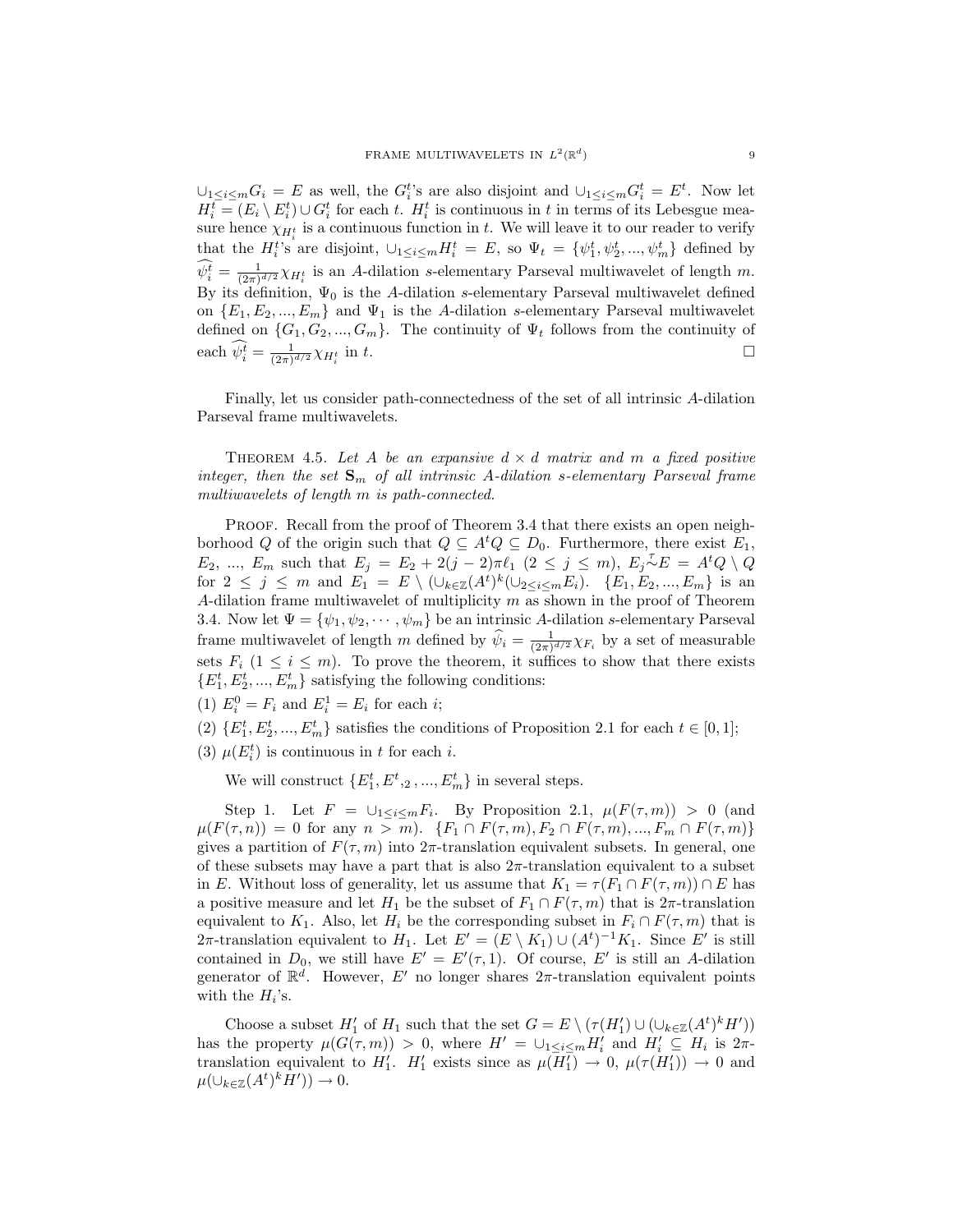$\cup_{1\le i\le m} G_i = E$ as well, the $G_i^t$'s are also disjoint and $\cup_{1\le i\le m} G_i^t = E^t$. Now let $H_i^t = (E_i \setminus E_i^t) \cup G_i^t$ for each $t$. $H_i^t$ is continuous in $t$ in terms of its Lebesgue measure hence $\chi_{H_i^t}$ is a continuous function in $t$. We will leave it to our reader to verify that the $H_i^t$'s are disjoint, $\cup_{1\le i\le m} H_i^t = E$, so $\Psi_t = \{\psi_1^t, \psi_2^t, ..., \psi_m^t\}$ defined by $\widehat{\psi_i^t} = \frac{1}{(2\pi)^{d/2}}\chi_{H_i^t}$ is an $A$-dilation $s$-elementary Parseval multiwavelet of length $m$. By its definition, $\Psi_0$ is the $A$-dilation $s$-elementary Parseval multiwavelet defined on $\{E_1, E_2, ..., E_m\}$ and $\Psi_1$ is the $A$-dilation $s$-elementary Parseval multiwavelet defined on $\{G_1, G_2, ..., G_m\}$. The continuity of $\Psi_t$ follows from the continuity of each $\widehat{\psi_i^t} = \frac{1}{(2\pi)^{d/2}}\chi_{H_i^t}$ in $t$. □

Finally, let us consider path-connectedness of the set of all intrinsic $A$-dilation Parseval frame multiwavelets.

Theorem 4.5. *Let $A$ be an expansive $d \times d$ matrix and $m$ a fixed positive integer, then the set $\mathbf{S}_m$ of all intrinsic $A$-dilation $s$-elementary Parseval frame multiwavelets of length $m$ is path-connected.*

Proof. Recall from the proof of Theorem 3.4 that there exists an open neighborhood $Q$ of the origin such that $Q \subseteq A^tQ \subseteq D_0$. Furthermore, there exist $E_1$, $E_2$, ..., $E_m$ such that $E_j = E_2 + 2(j-2)\pi\ell_1$ $(2 \le j \le m)$, $E_j \overset{\tau}{\sim} E = A^tQ \setminus Q$ for $2 \le j \le m$ and $E_1 = E \setminus (\cup_{k\in\mathbb{Z}}(A^t)^k(\cup_{2\le i\le m} E_i))$. $\{E_1, E_2, ..., E_m\}$ is an $A$-dilation frame multiwavelet of multiplicity $m$ as shown in the proof of Theorem 3.4. Now let $\Psi = \{\psi_1, \psi_2, \cdots, \psi_m\}$ be an intrinsic $A$-dilation $s$-elementary Parseval frame multiwavelet of length $m$ defined by $\widehat{\psi}_i = \frac{1}{(2\pi)^{d/2}}\chi_{F_i}$ by a set of measurable sets $F_i$ $(1 \le i \le m)$. To prove the theorem, it suffices to show that there exists $\{E_1^t, E_2^t, ..., E_m^t\}$ satisfying the following conditions:

(1) $E_i^0 = F_i$ and $E_i^1 = E_i$ for each $i$;

(2) $\{E_1^t, E_2^t, ..., E_m^t\}$ satisfies the conditions of Proposition 2.1 for each $t \in [0, 1]$;

(3) $\mu(E_i^t)$ is continuous in $t$ for each $i$.

We will construct $\{E_1^t, E^t,_2, ..., E_m^t\}$ in several steps.

Step 1. Let $F = \cup_{1\le i\le m} F_i$. By Proposition 2.1, $\mu(F(\tau, m)) > 0$ (and $\mu(F(\tau, n)) = 0$ for any $n > m$). $\{F_1 \cap F(\tau, m), F_2 \cap F(\tau, m), ..., F_m \cap F(\tau, m)\}$ gives a partition of $F(\tau, m)$ into $2\pi$-translation equivalent subsets. In general, one of these subsets may have a part that is also $2\pi$-translation equivalent to a subset in $E$. Without loss of generality, let us assume that $K_1 = \tau(F_1 \cap F(\tau, m)) \cap E$ has a positive measure and let $H_1$ be the subset of $F_1 \cap F(\tau, m)$ that is $2\pi$-translation equivalent to $K_1$. Also, let $H_i$ be the corresponding subset in $F_i \cap F(\tau, m)$ that is $2\pi$-translation equivalent to $H_1$. Let $E' = (E \setminus K_1) \cup (A^t)^{-1}K_1$. Since $E'$ is still contained in $D_0$, we still have $E' = E'(\tau, 1)$. Of course, $E'$ is still an $A$-dilation generator of $\mathbb{R}^d$. However, $E'$ no longer shares $2\pi$-translation equivalent points with the $H_i$'s.

Choose a subset $H_1'$ of $H_1$ such that the set $G = E \setminus (\tau(H_1') \cup (\cup_{k\in\mathbb{Z}}(A^t)^k H'))$ has the property $\mu(G(\tau, m)) > 0$, where $H' = \cup_{1\le i\le m} H_i'$ and $H_i' \subseteq H_i$ is $2\pi$-translation equivalent to $H_1'$. $H_1'$ exists since as $\mu(H_1') \to 0$, $\mu(\tau(H_1')) \to 0$ and $\mu(\cup_{k\in\mathbb{Z}}(A^t)^k H')) \to 0$.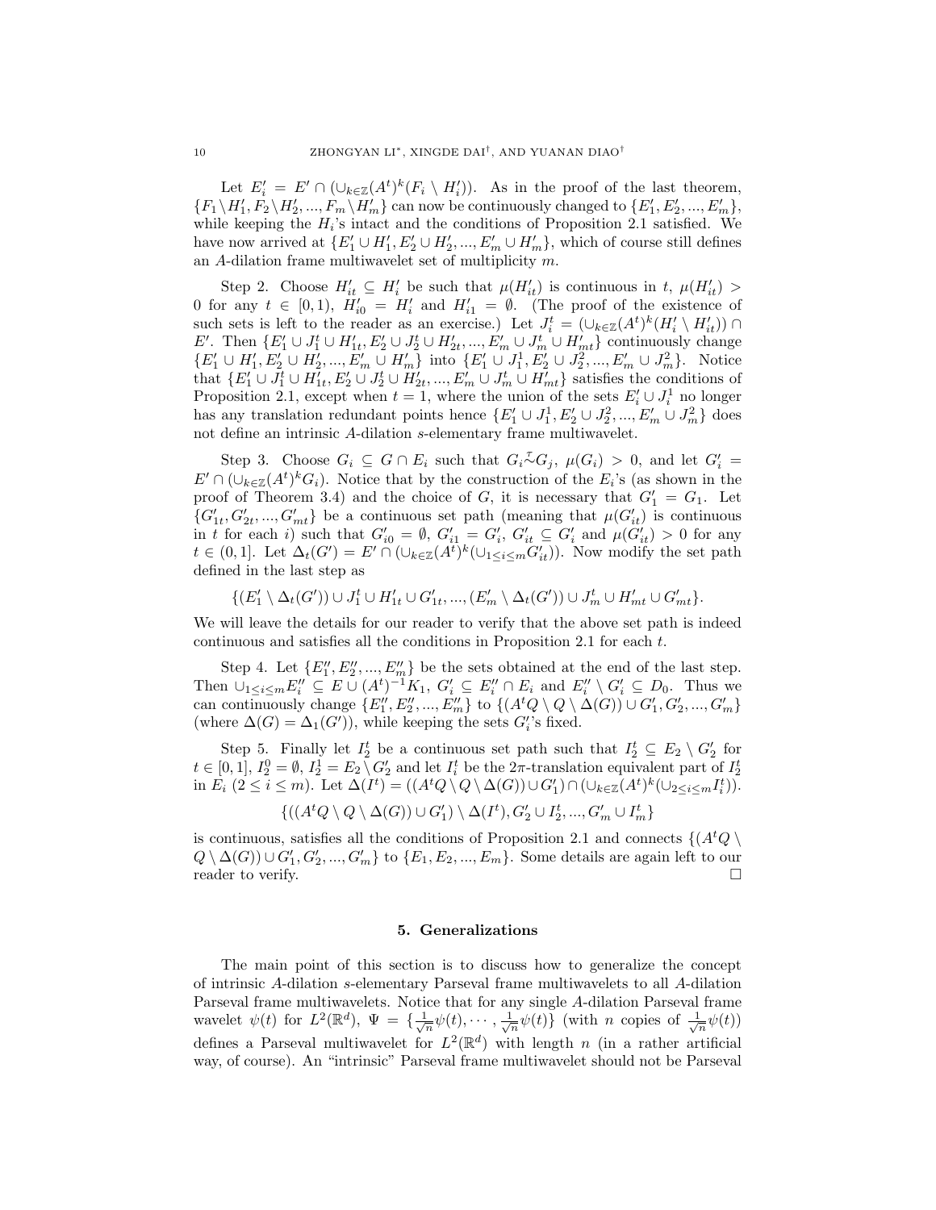Let $E_i' = E' \cap (\cup_{k\in\mathbb{Z}}(A^t)^k(F_i \setminus H_i'))$. As in the proof of the last theorem, $\{F_1\setminus H_1', F_2\setminus H_2', ..., F_m\setminus H_m'\}$ can now be continuously changed to $\{E_1', E_2', ..., E_m'\}$, while keeping the $H_i$'s intact and the conditions of Proposition 2.1 satisfied. We have now arrived at $\{E_1'\cup H_1', E_2'\cup H_2', ..., E_m'\cup H_m'\}$, which of course still defines an $A$-dilation frame multiwavelet set of multiplicity $m$.

Step 2. Choose $H_{it}' \subseteq H_i'$ be such that $\mu(H_{it}')$ is continuous in $t$, $\mu(H_{it}') > 0$ for any $t \in [0, 1)$, $H_{i0}' = H_i'$ and $H_{i1}' = \emptyset$. (The proof of the existence of such sets is left to the reader as an exercise.) Let $J_i^t = (\cup_{k\in\mathbb{Z}}(A^t)^k(H_i' \setminus H_{it}')) \cap E'$. Then $\{E_1'\cup J_1^t \cup H_{1t}', E_2'\cup J_2^t\cup H_{2t}', ..., E_m'\cup J_m^t \cup H_{mt}'\}$ continuously change $\{E_1'\cup H_1', E_2'\cup H_2', ..., E_m'\cup H_m'\}$ into $\{E_1'\cup J_1^1, E_2'\cup J_2^1, ..., E_m'\cup J_m^2\}$. Notice that $\{E_1'\cup J_1^t\cup H_{1t}', E_2'\cup J_2^t\cup H_{2t}', ..., E_m'\cup J_m^t\cup H_{mt}'\}$ satisfies the conditions of Proposition 2.1, except when $t = 1$, where the union of the sets $E_i'\cup J_i^1$ no longer has any translation redundant points hence $\{E_1'\cup J_1^1, E_2'\cup J_2^1, ..., E_m'\cup J_m^2\}$ does not define an intrinsic $A$-dilation $s$-elementary frame multiwavelet.

Step 3. Choose $G_i \subseteq G \cap E_i$ such that $G_i \overset{\tau}{\sim} G_j$, $\mu(G_i) > 0$, and let $G_i' = E' \cap (\cup_{k\in\mathbb{Z}}(A^t)^k G_i)$. Notice that by the construction of the $E_i$'s (as shown in the proof of Theorem 3.4) and the choice of $G$, it is necessary that $G_1' = G_1$. Let $\{G_{1t}', G_{2t}', ..., G_{mt}'\}$ be a continuous set path (meaning that $\mu(G_{it}')$ is continuous in $t$ for each $i$) such that $G_{i0}' = \emptyset$, $G_{i1}' = G_i'$, $G_{it}' \subseteq G_i'$ and $\mu(G_{it}') > 0$ for any $t \in (0, 1]$. Let $\Delta_t(G') = E' \cap (\cup_{k\in\mathbb{Z}}(A^t)^k(\cup_{1\le i\le m}G_{it}'))$. Now modify the set path defined in the last step as

$$\{(E_1' \setminus \Delta_t(G')) \cup J_1^t \cup H_{1t}' \cup G_{1t}', ..., (E_m' \setminus \Delta_t(G')) \cup J_m^t \cup H_{mt}' \cup G_{mt}'\}.$$

We will leave the details for our reader to verify that the above set path is indeed continuous and satisfies all the conditions in Proposition 2.1 for each $t$.

Step 4. Let $\{E_1'', E_2'', ..., E_m''\}$ be the sets obtained at the end of the last step. Then $\cup_{1\le i\le m}E_i'' \subseteq E \cup (A^t)^{-1}K_1$, $G_i' \subseteq E_i'' \cap E_i$ and $E_i'' \setminus G_i' \subseteq D_0$. Thus we can continuously change $\{E_1'', E_2'', ..., E_m''\}$ to $\{(A^tQ \setminus Q \setminus \Delta(G)) \cup G_1', G_2', ..., G_m'\}$ (where $\Delta(G) = \Delta_1(G')$), while keeping the sets $G_i'$'s fixed.

Step 5. Finally let $I_2^t$ be a continuous set path such that $I_2^t \subseteq E_2 \setminus G_2'$ for $t \in [0, 1]$, $I_2^0 = \emptyset$, $I_2^1 = E_2 \setminus G_2'$ and let $I_i^t$ be the $2\pi$-translation equivalent part of $I_2^t$ in $E_i$ $(2 \le i \le m)$. Let $\Delta(I^t) = ((A^tQ \setminus Q \setminus \Delta(G)) \cup G_1') \cap (\cup_{k\in\mathbb{Z}}(A^t)^k(\cup_{2\le i\le m}I_i^t))$.

$$\{((A^tQ \setminus Q \setminus \Delta(G)) \cup G_1') \setminus \Delta(I^t), G_2' \cup I_2^t, ..., G_m' \cup I_m^t\}$$

is continuous, satisfies all the conditions of Proposition 2.1 and connects $\{(A^tQ \setminus Q \setminus \Delta(G)) \cup G_1', G_2', ..., G_m'\}$ to $\{E_1, E_2, ..., E_m\}$. Some details are again left to our reader to verify. □

## 5. Generalizations

The main point of this section is to discuss how to generalize the concept of intrinsic $A$-dilation $s$-elementary Parseval frame multiwavelets to all $A$-dilation Parseval frame multiwavelets. Notice that for any single $A$-dilation Parseval frame wavelet $\psi(t)$ for $L^2(\mathbb{R}^d)$, $\Psi = \{\frac{1}{\sqrt{n}}\psi(t), \cdots, \frac{1}{\sqrt{n}}\psi(t)\}$ (with $n$ copies of $\frac{1}{\sqrt{n}}\psi(t)$) defines a Parseval multiwavelet for $L^2(\mathbb{R}^d)$ with length $n$ (in a rather artificial way, of course). An "intrinsic" Parseval frame multiwavelet should not be Parseval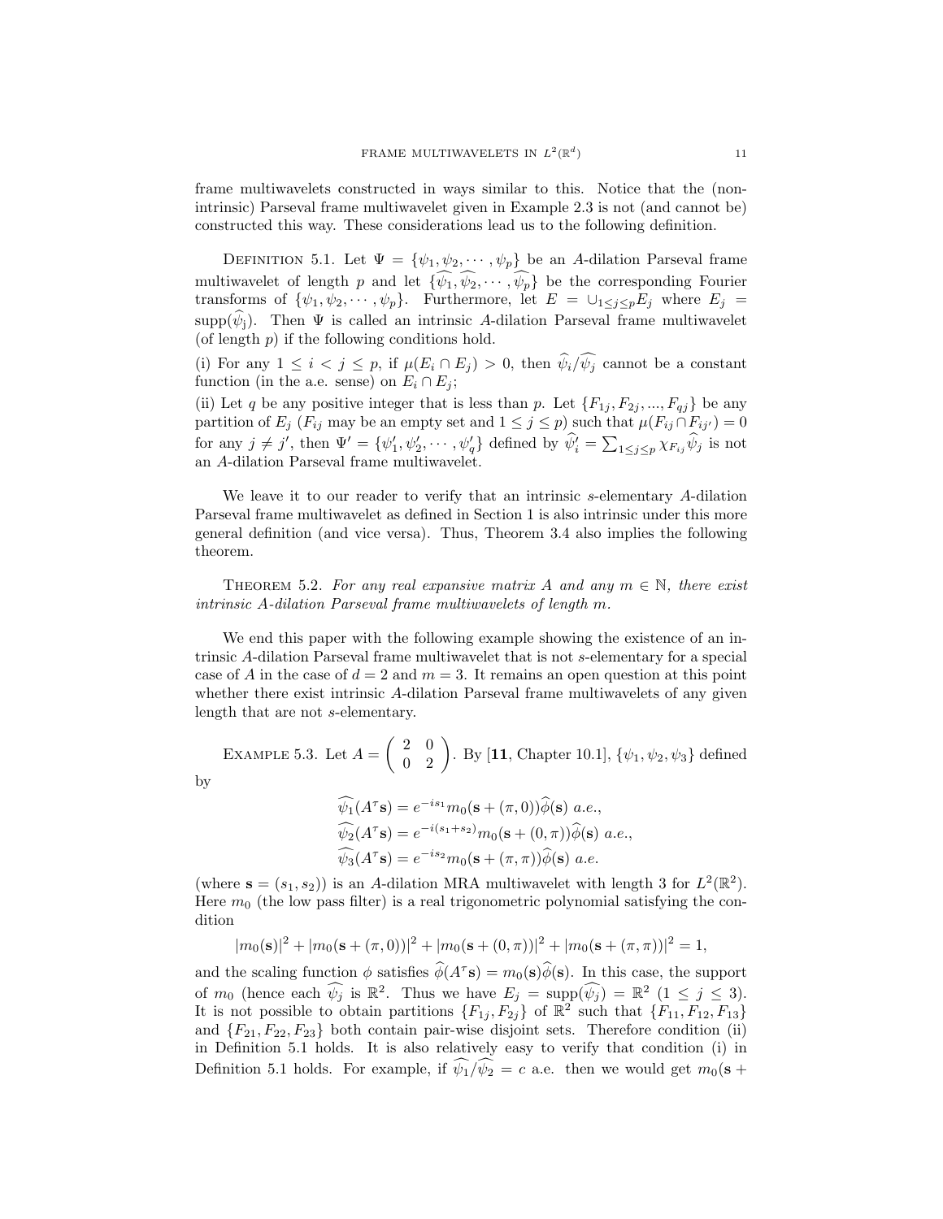frame multiwavelets constructed in ways similar to this. Notice that the (non-intrinsic) Parseval frame multiwavelet given in Example 2.3 is not (and cannot be) constructed this way. These considerations lead us to the following definition.

Definition 5.1. Let $\Psi = \{\psi_1, \psi_2, \cdots, \psi_p\}$ be an $A$-dilation Parseval frame multiwavelet of length $p$ and let $\{\widehat{\psi_1}, \widehat{\psi_2}, \cdots, \widehat{\psi_p}\}$ be the corresponding Fourier transforms of $\{\psi_1, \psi_2, \cdots, \psi_p\}$. Furthermore, let $E = \cup_{1\le j\le p} E_j$ where $E_j = \mathrm{supp}(\widehat{\psi_j})$. Then $\Psi$ is called an intrinsic $A$-dilation Parseval frame multiwavelet (of length $p$) if the following conditions hold.

(i) For any $1 \le i < j \le p$, if $\mu(E_i \cap E_j) > 0$, then $\widehat{\psi_i}/\widehat{\psi_j}$ cannot be a constant function (in the a.e. sense) on $E_i \cap E_j$;

(ii) Let $q$ be any positive integer that is less than $p$. Let $\{F_{1j}, F_{2j}, ..., F_{qj}\}$ be any partition of $E_j$ ($F_{ij}$ may be an empty set and $1 \le j \le p$) such that $\mu(F_{ij} \cap F_{ij'}) = 0$ for any $j \ne j'$, then $\Psi' = \{\psi'_1, \psi'_2, \cdots, \psi'_q\}$ defined by $\widehat{\psi'_i} = \sum_{1\le j\le p} \chi_{F_{ij}} \widehat{\psi_j}$ is not an $A$-dilation Parseval frame multiwavelet.

We leave it to our reader to verify that an intrinsic $s$-elementary $A$-dilation Parseval frame multiwavelet as defined in Section 1 is also intrinsic under this more general definition (and vice versa). Thus, Theorem 3.4 also implies the following theorem.

Theorem 5.2. *For any real expansive matrix $A$ and any $m \in \mathbb{N}$, there exist intrinsic $A$-dilation Parseval frame multiwavelets of length $m$.*

We end this paper with the following example showing the existence of an intrinsic $A$-dilation Parseval frame multiwavelet that is not $s$-elementary for a special case of $A$ in the case of $d = 2$ and $m = 3$. It remains an open question at this point whether there exist intrinsic $A$-dilation Parseval frame multiwavelets of any given length that are not $s$-elementary.

Example 5.3. Let $A = \begin{pmatrix} 2 & 0 \\ 0 & 2 \end{pmatrix}$. By [**11**, Chapter 10.1], $\{\psi_1, \psi_2, \psi_3\}$ defined by

$$\widehat{\psi_1}(A^\tau \mathbf{s}) = e^{-is_1} m_0(\mathbf{s} + (\pi, 0))\widehat{\phi}(\mathbf{s}) \ a.e.,$$
$$\widehat{\psi_2}(A^\tau \mathbf{s}) = e^{-i(s_1+s_2)} m_0(\mathbf{s} + (0, \pi))\widehat{\phi}(\mathbf{s}) \ a.e.,$$
$$\widehat{\psi_3}(A^\tau \mathbf{s}) = e^{-is_2} m_0(\mathbf{s} + (\pi, \pi))\widehat{\phi}(\mathbf{s}) \ a.e.$$

(where $\mathbf{s} = (s_1, s_2)$) is an $A$-dilation MRA multiwavelet with length 3 for $L^2(\mathbb{R}^2)$. Here $m_0$ (the low pass filter) is a real trigonometric polynomial satisfying the condition

$$|m_0(\mathbf{s})|^2 + |m_0(\mathbf{s} + (\pi, 0))|^2 + |m_0(\mathbf{s} + (0, \pi))|^2 + |m_0(\mathbf{s} + (\pi, \pi))|^2 = 1,$$

and the scaling function $\phi$ satisfies $\widehat{\phi}(A^\tau \mathbf{s}) = m_0(\mathbf{s})\widehat{\phi}(\mathbf{s})$. In this case, the support of $m_0$ (hence each $\widehat{\psi_j}$ is $\mathbb{R}^2$. Thus we have $E_j = \mathrm{supp}(\widehat{\psi_j}) = \mathbb{R}^2$ ($1 \le j \le 3$). It is not possible to obtain partitions $\{F_{1j}, F_{2j}\}$ of $\mathbb{R}^2$ such that $\{F_{11}, F_{12}, F_{13}\}$ and $\{F_{21}, F_{22}, F_{23}\}$ both contain pair-wise disjoint sets. Therefore condition (ii) in Definition 5.1 holds. It is also relatively easy to verify that condition (i) in Definition 5.1 holds. For example, if $\widehat{\psi_1}/\widehat{\psi_2} = c$ a.e. then we would get $m_0(\mathbf{s} +$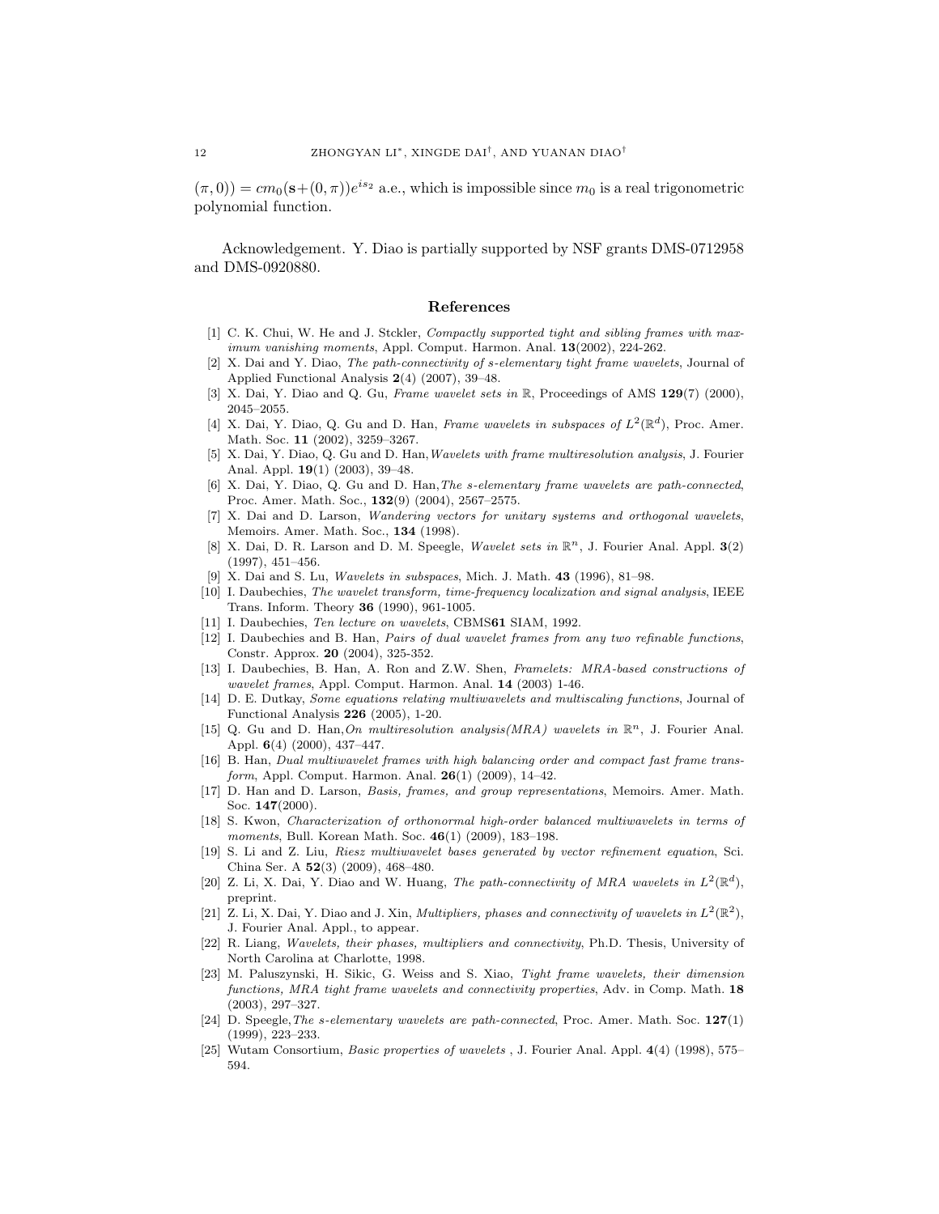$(\pi, 0)) = cm_0(\mathbf{s}+(0,\pi))e^{is_2}$ a.e., which is impossible since $m_0$ is a real trigonometric polynomial function.

Acknowledgement. Y. Diao is partially supported by NSF grants DMS-0712958 and DMS-0920880.

## References

[1] C. K. Chui, W. He and J. Stckler, *Compactly supported tight and sibling frames with maximum vanishing moments*, Appl. Comput. Harmon. Anal. **13**(2002), 224-262.

[2] X. Dai and Y. Diao, *The path-connectivity of s-elementary tight frame wavelets*, Journal of Applied Functional Analysis **2**(4) (2007), 39–48.

[3] X. Dai, Y. Diao and Q. Gu, *Frame wavelet sets in* $\mathbb{R}$, Proceedings of AMS **129**(7) (2000), 2045–2055.

[4] X. Dai, Y. Diao, Q. Gu and D. Han, *Frame wavelets in subspaces of* $L^2(\mathbb{R}^d)$, Proc. Amer. Math. Soc. **11** (2002), 3259–3267.

[5] X. Dai, Y. Diao, Q. Gu and D. Han,*Wavelets with frame multiresolution analysis*, J. Fourier Anal. Appl. **19**(1) (2003), 39–48.

[6] X. Dai, Y. Diao, Q. Gu and D. Han,*The s-elementary frame wavelets are path-connected*, Proc. Amer. Math. Soc., **132**(9) (2004), 2567–2575.

[7] X. Dai and D. Larson, *Wandering vectors for unitary systems and orthogonal wavelets*, Memoirs. Amer. Math. Soc., **134** (1998).

[8] X. Dai, D. R. Larson and D. M. Speegle, *Wavelet sets in* $\mathbb{R}^n$, J. Fourier Anal. Appl. **3**(2) (1997), 451–456.

[9] X. Dai and S. Lu, *Wavelets in subspaces*, Mich. J. Math. **43** (1996), 81–98.

[10] I. Daubechies, *The wavelet transform, time-frequency localization and signal analysis*, IEEE Trans. Inform. Theory **36** (1990), 961-1005.

[11] I. Daubechies, *Ten lecture on wavelets*, CBMS**61** SIAM, 1992.

[12] I. Daubechies and B. Han, *Pairs of dual wavelet frames from any two refinable functions*, Constr. Approx. **20** (2004), 325-352.

[13] I. Daubechies, B. Han, A. Ron and Z.W. Shen, *Framelets: MRA-based constructions of wavelet frames*, Appl. Comput. Harmon. Anal. **14** (2003) 1-46.

[14] D. E. Dutkay, *Some equations relating multiwavelets and multiscaling functions*, Journal of Functional Analysis **226** (2005), 1-20.

[15] Q. Gu and D. Han,*On multiresolution analysis(MRA) wavelets in* $\mathbb{R}^n$, J. Fourier Anal. Appl. **6**(4) (2000), 437–447.

[16] B. Han, *Dual multiwavelet frames with high balancing order and compact fast frame transform*, Appl. Comput. Harmon. Anal. **26**(1) (2009), 14–42.

[17] D. Han and D. Larson, *Basis, frames, and group representations*, Memoirs. Amer. Math. Soc. **147**(2000).

[18] S. Kwon, *Characterization of orthonormal high-order balanced multiwavelets in terms of moments*, Bull. Korean Math. Soc. **46**(1) (2009), 183–198.

[19] S. Li and Z. Liu, *Riesz multiwavelet bases generated by vector refinement equation*, Sci. China Ser. A **52**(3) (2009), 468–480.

[20] Z. Li, X. Dai, Y. Diao and W. Huang, *The path-connectivity of MRA wavelets in* $L^2(\mathbb{R}^d)$, preprint.

[21] Z. Li, X. Dai, Y. Diao and J. Xin, *Multipliers, phases and connectivity of wavelets in* $L^2(\mathbb{R}^2)$, J. Fourier Anal. Appl., to appear.

[22] R. Liang, *Wavelets, their phases, multipliers and connectivity*, Ph.D. Thesis, University of North Carolina at Charlotte, 1998.

[23] M. Paluszynski, H. Sikic, G. Weiss and S. Xiao, *Tight frame wavelets, their dimension functions, MRA tight frame wavelets and connectivity properties*, Adv. in Comp. Math. **18** (2003), 297–327.

[24] D. Speegle,*The s-elementary wavelets are path-connected*, Proc. Amer. Math. Soc. **127**(1) (1999), 223–233.

[25] Wutam Consortium, *Basic properties of wavelets* , J. Fourier Anal. Appl. **4**(4) (1998), 575–594.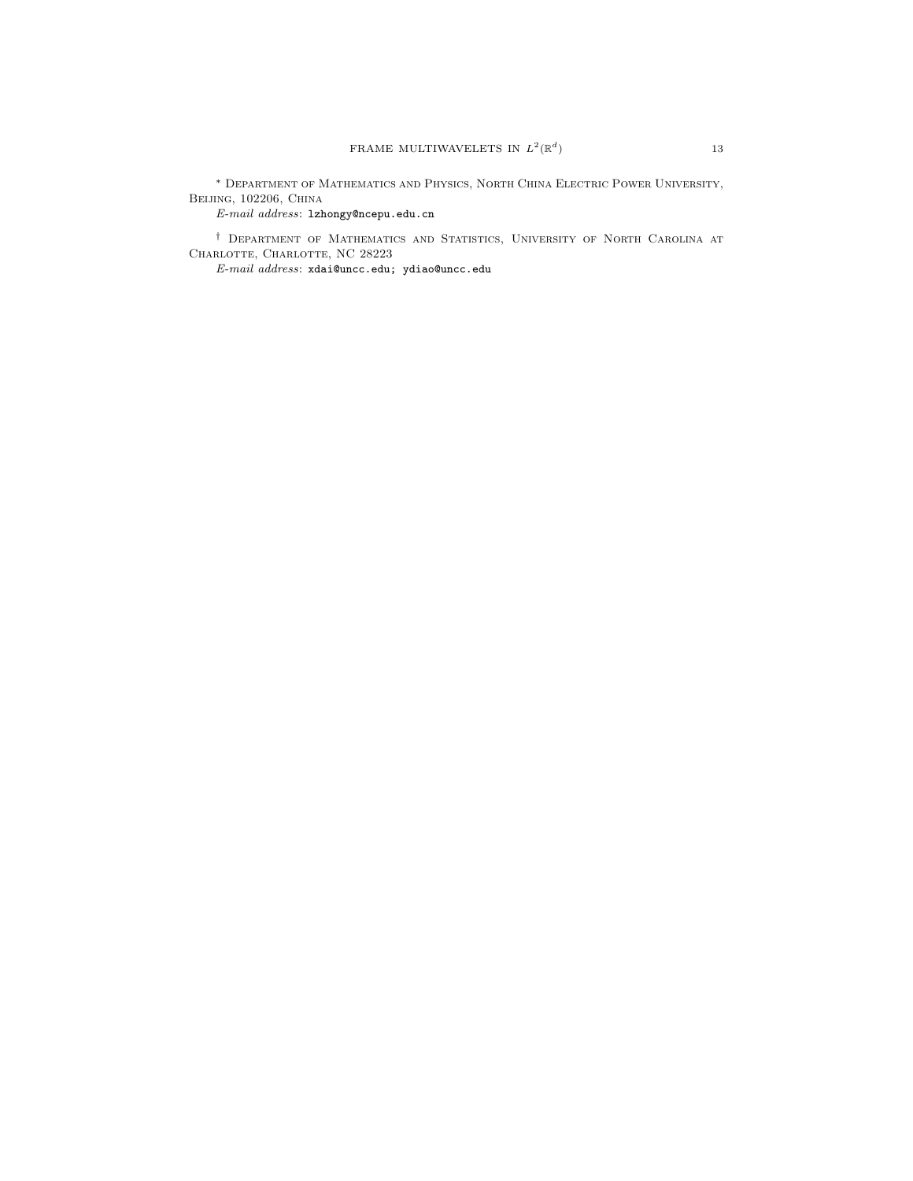* Department of Mathematics and Physics, North China Electric Power University, Beijing, 102206, China

*E-mail address*: lzhongy@ncepu.edu.cn

† Department of Mathematics and Statistics, University of North Carolina at Charlotte, Charlotte, NC 28223

*E-mail address*: xdai@uncc.edu; ydiao@uncc.edu